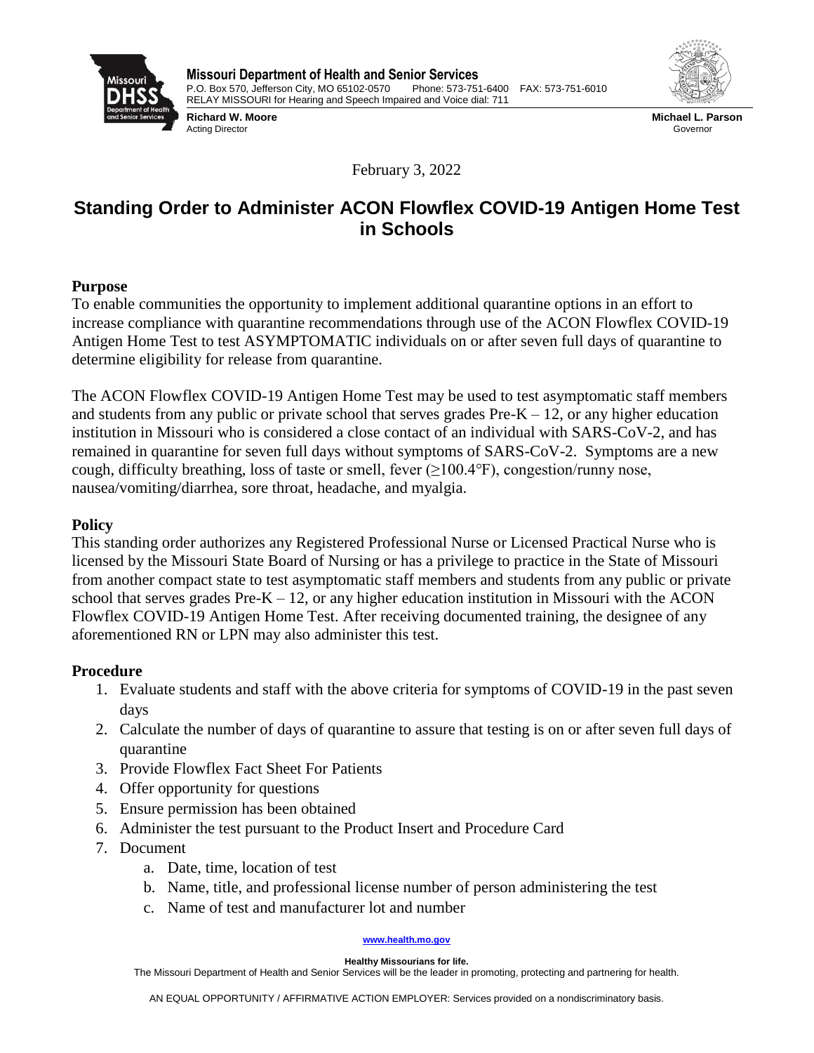**Missouri Department of Health and Senior Services**
P.O. Box 570, Jefferson City, MO 65102-0570 Phone: 573-751-6400 FAX: 573-751-6010
RELAY MISSOURI for Hearing and Speech Impaired and Voice dial: 711

**Richard W. Moore**
Acting Director

**Michael L. Parson**
Governor

February 3, 2022

# Standing Order to Administer ACON Flowflex COVID-19 Antigen Home Test in Schools

## Purpose

To enable communities the opportunity to implement additional quarantine options in an effort to increase compliance with quarantine recommendations through use of the ACON Flowflex COVID-19 Antigen Home Test to test ASYMPTOMATIC individuals on or after seven full days of quarantine to determine eligibility for release from quarantine.

The ACON Flowflex COVID-19 Antigen Home Test may be used to test asymptomatic staff members and students from any public or private school that serves grades Pre-K – 12, or any higher education institution in Missouri who is considered a close contact of an individual with SARS-CoV-2, and has remained in quarantine for seven full days without symptoms of SARS-CoV-2. Symptoms are a new cough, difficulty breathing, loss of taste or smell, fever (≥100.4°F), congestion/runny nose, nausea/vomiting/diarrhea, sore throat, headache, and myalgia.

## Policy

This standing order authorizes any Registered Professional Nurse or Licensed Practical Nurse who is licensed by the Missouri State Board of Nursing or has a privilege to practice in the State of Missouri from another compact state to test asymptomatic staff members and students from any public or private school that serves grades Pre-K – 12, or any higher education institution in Missouri with the ACON Flowflex COVID-19 Antigen Home Test. After receiving documented training, the designee of any aforementioned RN or LPN may also administer this test.

## Procedure

1. Evaluate students and staff with the above criteria for symptoms of COVID-19 in the past seven days
2. Calculate the number of days of quarantine to assure that testing is on or after seven full days of quarantine
3. Provide Flowflex Fact Sheet For Patients
4. Offer opportunity for questions
5. Ensure permission has been obtained
6. Administer the test pursuant to the Product Insert and Procedure Card
7. Document
    a. Date, time, location of test
    b. Name, title, and professional license number of person administering the test
    c. Name of test and manufacturer lot and number

www.health.mo.gov

**Healthy Missourians for life.**
The Missouri Department of Health and Senior Services will be the leader in promoting, protecting and partnering for health.

AN EQUAL OPPORTUNITY / AFFIRMATIVE ACTION EMPLOYER: Services provided on a nondiscriminatory basis.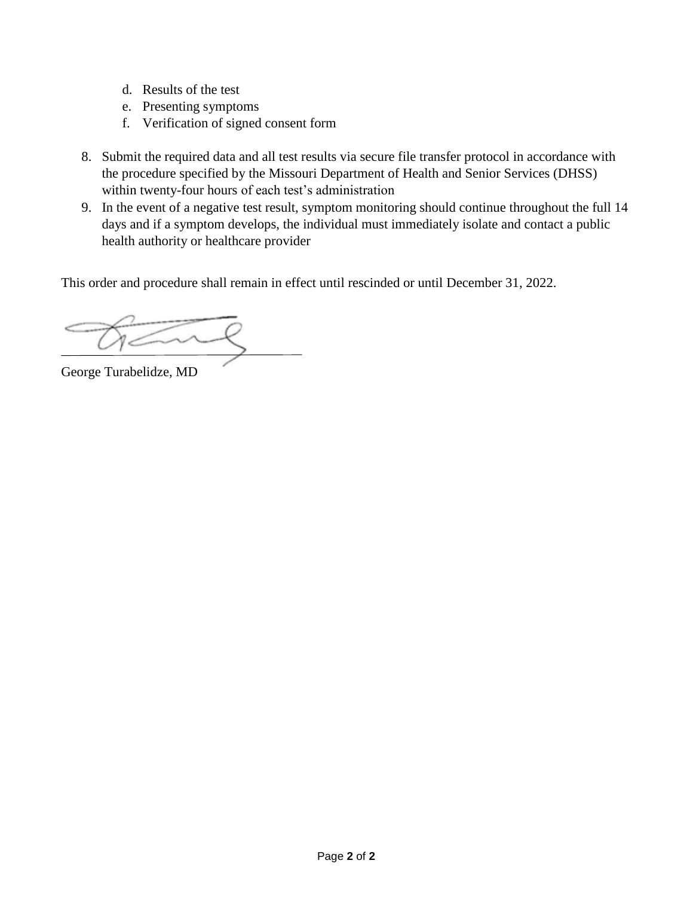d. Results of the test
   e. Presenting symptoms
   f. Verification of signed consent form

8. Submit the required data and all test results via secure file transfer protocol in accordance with the procedure specified by the Missouri Department of Health and Senior Services (DHSS) within twenty-four hours of each test's administration
9. In the event of a negative test result, symptom monitoring should continue throughout the full 14 days and if a symptom develops, the individual must immediately isolate and contact a public health authority or healthcare provider

This order and procedure shall remain in effect until rescinded or until December 31, 2022.

George Turabelidze, MD